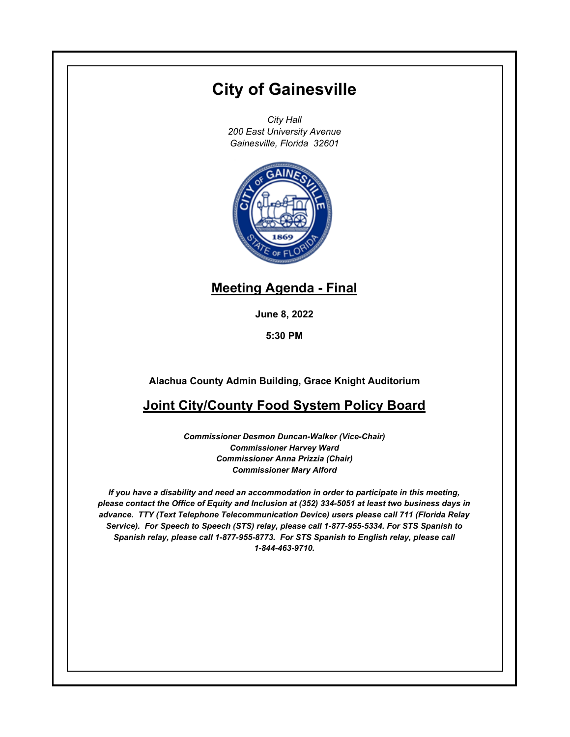# City of Gainesville

*City Hall*
*200 East University Avenue*
*Gainesville, Florida 32601*

## Meeting Agenda - Final

**June 8, 2022**

**5:30 PM**

**Alachua County Admin Building, Grace Knight Auditorium**

## Joint City/County Food System Policy Board

***Commissioner Desmon Duncan-Walker (Vice-Chair)***
***Commissioner Harvey Ward***
***Commissioner Anna Prizzia (Chair)***
***Commissioner Mary Alford***

***If you have a disability and need an accommodation in order to participate in this meeting, please contact the Office of Equity and Inclusion at (352) 334-5051 at least two business days in advance. TTY (Text Telephone Telecommunication Device) users please call 711 (Florida Relay Service). For Speech to Speech (STS) relay, please call 1-877-955-5334. For STS Spanish to Spanish relay, please call 1-877-955-8773. For STS Spanish to English relay, please call 1-844-463-9710.***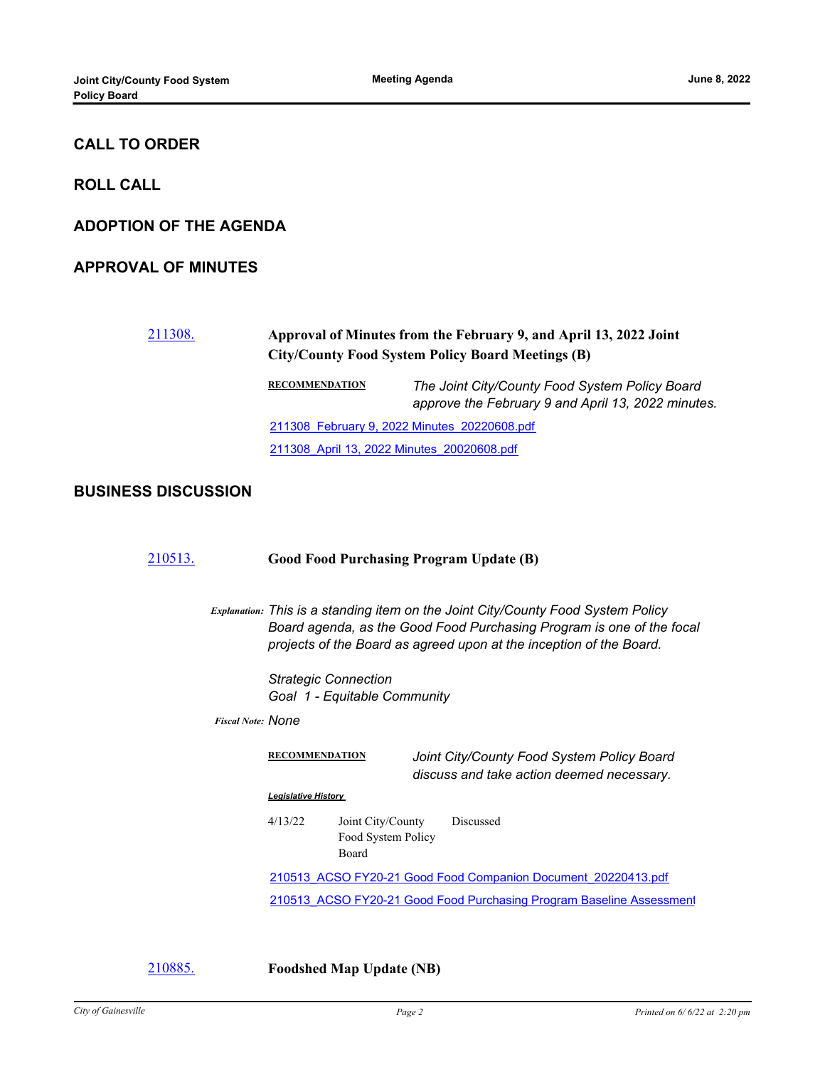## CALL TO ORDER

## ROLL CALL

## ADOPTION OF THE AGENDA

## APPROVAL OF MINUTES

[211308.](#) **Approval of Minutes from the February 9, and April 13, 2022 Joint City/County Food System Policy Board Meetings (B)**

**RECOMMENDATION** *The Joint City/County Food System Policy Board approve the February 9 and April 13, 2022 minutes.*

[211308_February 9, 2022 Minutes_20220608.pdf](#)

[211308_April 13, 2022 Minutes_20020608.pdf](#)

## BUSINESS DISCUSSION

[210513.](#) **Good Food Purchasing Program Update (B)**

***Explanation:*** *This is a standing item on the Joint City/County Food System Policy Board agenda, as the Good Food Purchasing Program is one of the focal projects of the Board as agreed upon at the inception of the Board.*

*Strategic Connection*
*Goal 1 - Equitable Community*

***Fiscal Note:*** *None*

**RECOMMENDATION** *Joint City/County Food System Policy Board discuss and take action deemed necessary.*

***Legislative History***

| | | |
|---|---|---|
| 4/13/22 | Joint City/County Food System Policy Board | Discussed |

[210513_ACSO FY20-21 Good Food Companion Document_20220413.pdf](#)

[210513_ACSO FY20-21 Good Food Purchasing Program Baseline Assessment](#)

[210885.](#) **Foodshed Map Update (NB)**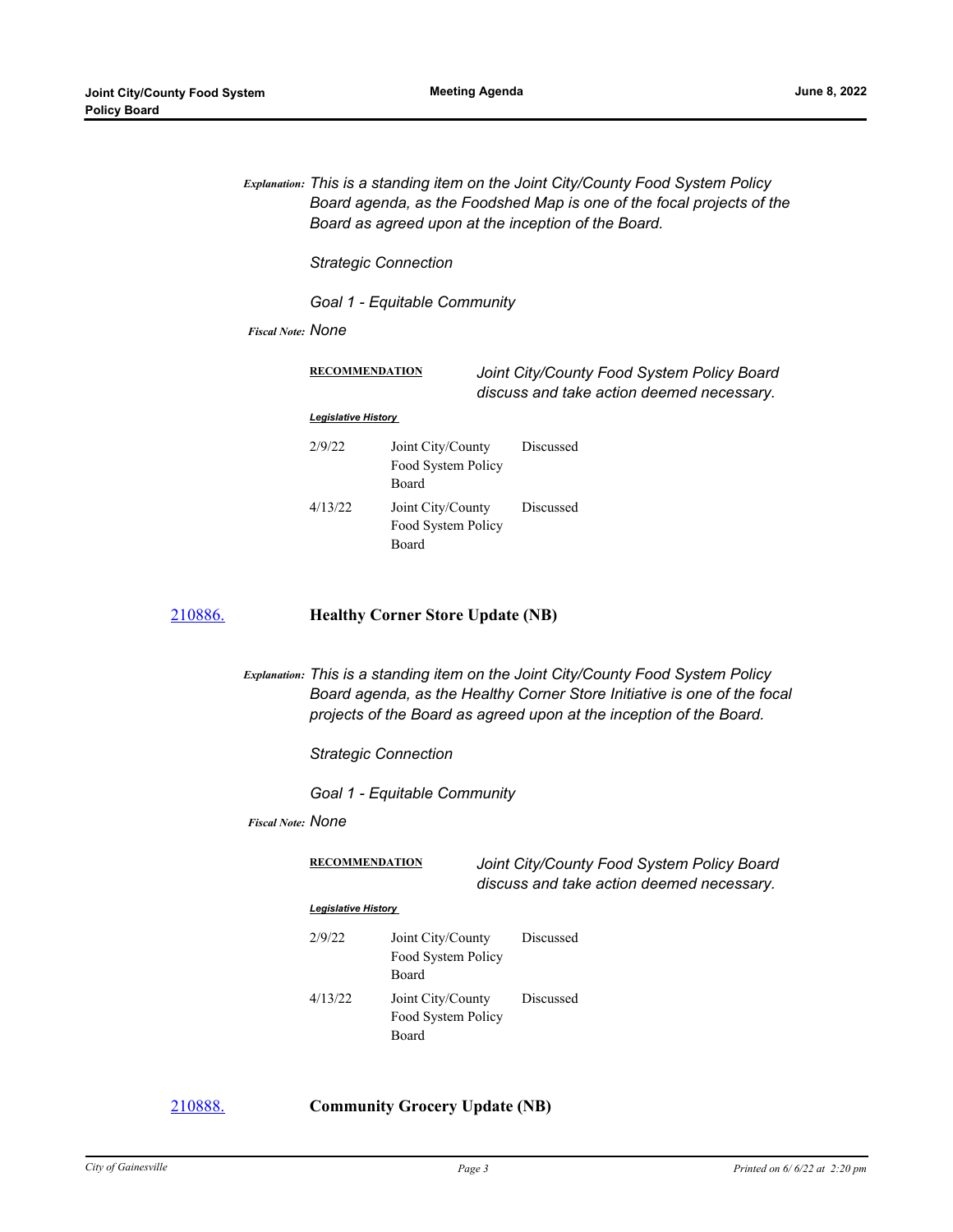*Explanation:* *This is a standing item on the Joint City/County Food System Policy Board agenda, as the Foodshed Map is one of the focal projects of the Board as agreed upon at the inception of the Board.*

*Strategic Connection*

*Goal 1 - Equitable Community*

*Fiscal Note:* *None*

**RECOMMENDATION** *Joint City/County Food System Policy Board discuss and take action deemed necessary.*

***Legislative History***

| | | |
|---|---|---|
| 2/9/22 | Joint City/County Food System Policy Board | Discussed |
| 4/13/22 | Joint City/County Food System Policy Board | Discussed |

[210886.] **Healthy Corner Store Update (NB)**

*Explanation:* *This is a standing item on the Joint City/County Food System Policy Board agenda, as the Healthy Corner Store Initiative is one of the focal projects of the Board as agreed upon at the inception of the Board.*

*Strategic Connection*

*Goal 1 - Equitable Community*

*Fiscal Note:* *None*

**RECOMMENDATION** *Joint City/County Food System Policy Board discuss and take action deemed necessary.*

***Legislative History***

| | | |
|---|---|---|
| 2/9/22 | Joint City/County Food System Policy Board | Discussed |
| 4/13/22 | Joint City/County Food System Policy Board | Discussed |

[210888.] **Community Grocery Update (NB)**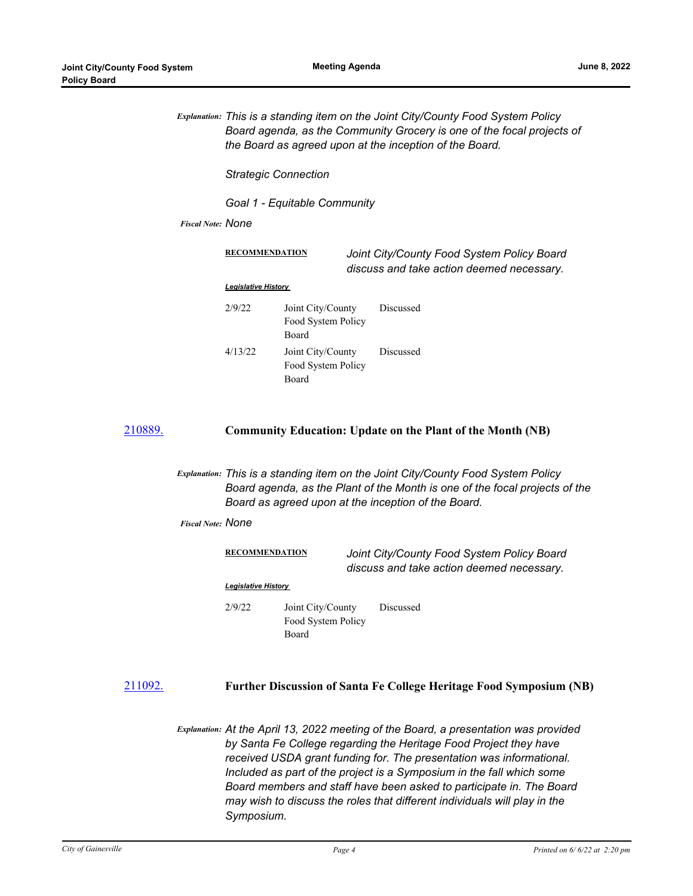*Explanation:* *This is a standing item on the Joint City/County Food System Policy Board agenda, as the Community Grocery is one of the focal projects of the Board as agreed upon at the inception of the Board.*

*Strategic Connection*

*Goal 1 - Equitable Community*

*Fiscal Note:* *None*

**RECOMMENDATION** *Joint City/County Food System Policy Board discuss and take action deemed necessary.*

***Legislative History***

| | | |
|---|---|---|
| 2/9/22 | Joint City/County Food System Policy Board | Discussed |
| 4/13/22 | Joint City/County Food System Policy Board | Discussed |

[210889.](210889.) **Community Education: Update on the Plant of the Month (NB)**

*Explanation:* *This is a standing item on the Joint City/County Food System Policy Board agenda, as the Plant of the Month is one of the focal projects of the Board as agreed upon at the inception of the Board.*

*Fiscal Note:* *None*

**RECOMMENDATION** *Joint City/County Food System Policy Board discuss and take action deemed necessary.*

***Legislative History***

| | | |
|---|---|---|
| 2/9/22 | Joint City/County Food System Policy Board | Discussed |

[211092.](211092.) **Further Discussion of Santa Fe College Heritage Food Symposium (NB)**

*Explanation:* *At the April 13, 2022 meeting of the Board, a presentation was provided by Santa Fe College regarding the Heritage Food Project they have received USDA grant funding for. The presentation was informational. Included as part of the project is a Symposium in the fall which some Board members and staff have been asked to participate in. The Board may wish to discuss the roles that different individuals will play in the Symposium.*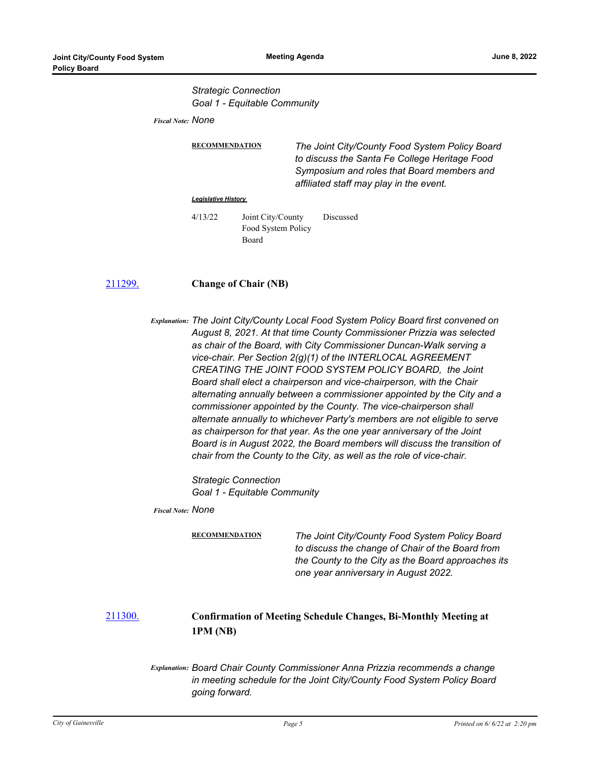*Strategic Connection*
*Goal 1 - Equitable Community*

**Fiscal Note:** *None*

**RECOMMENDATION** *The Joint City/County Food System Policy Board to discuss the Santa Fe College Heritage Food Symposium and roles that Board members and affiliated staff may play in the event.*

***Legislative History***

| | | |
|---|---|---|
| 4/13/22 | Joint City/County Food System Policy Board | Discussed |

### [211299.](#) Change of Chair (NB)

**Explanation:** *The Joint City/County Local Food System Policy Board first convened on August 8, 2021. At that time County Commissioner Prizzia was selected as chair of the Board, with City Commissioner Duncan-Walk serving a vice-chair. Per Section 2(g)(1) of the INTERLOCAL AGREEMENT CREATING THE JOINT FOOD SYSTEM POLICY BOARD, the Joint Board shall elect a chairperson and vice-chairperson, with the Chair alternating annually between a commissioner appointed by the City and a commissioner appointed by the County. The vice-chairperson shall alternate annually to whichever Party's members are not eligible to serve as chairperson for that year. As the one year anniversary of the Joint Board is in August 2022, the Board members will discuss the transition of chair from the County to the City, as well as the role of vice-chair.*

*Strategic Connection*
*Goal 1 - Equitable Community*

**Fiscal Note:** *None*

**RECOMMENDATION** *The Joint City/County Food System Policy Board to discuss the change of Chair of the Board from the County to the City as the Board approaches its one year anniversary in August 2022.*

### [211300.](#) Confirmation of Meeting Schedule Changes, Bi-Monthly Meeting at 1PM (NB)

**Explanation:** *Board Chair County Commissioner Anna Prizzia recommends a change in meeting schedule for the Joint City/County Food System Policy Board going forward.*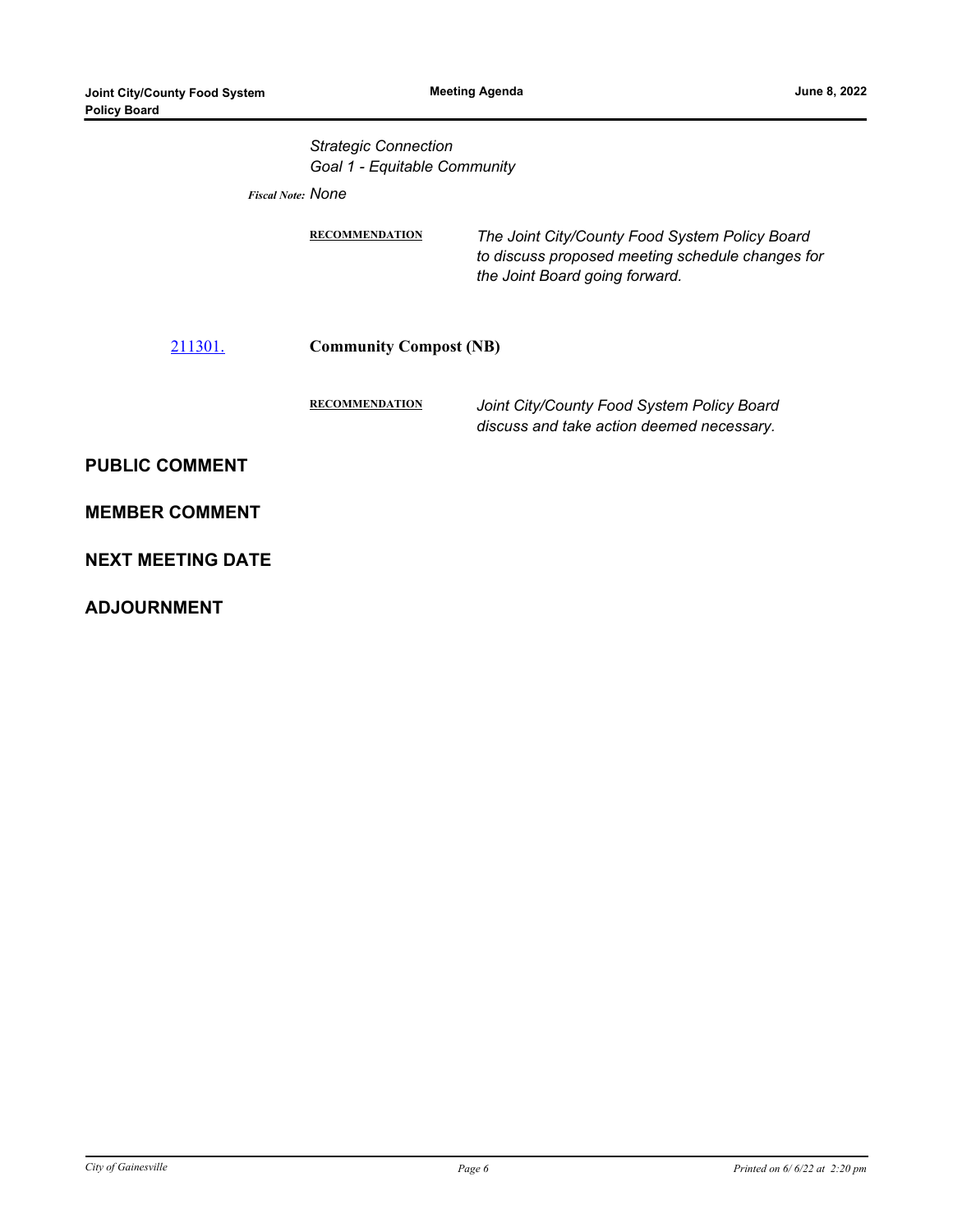*Strategic Connection*
*Goal 1 - Equitable Community*

**Fiscal Note:** *None*

**RECOMMENDATION** *The Joint City/County Food System Policy Board to discuss proposed meeting schedule changes for the Joint Board going forward.*

211301. **Community Compost (NB)**

**RECOMMENDATION** *Joint City/County Food System Policy Board discuss and take action deemed necessary.*

## PUBLIC COMMENT

## MEMBER COMMENT

## NEXT MEETING DATE

## ADJOURNMENT